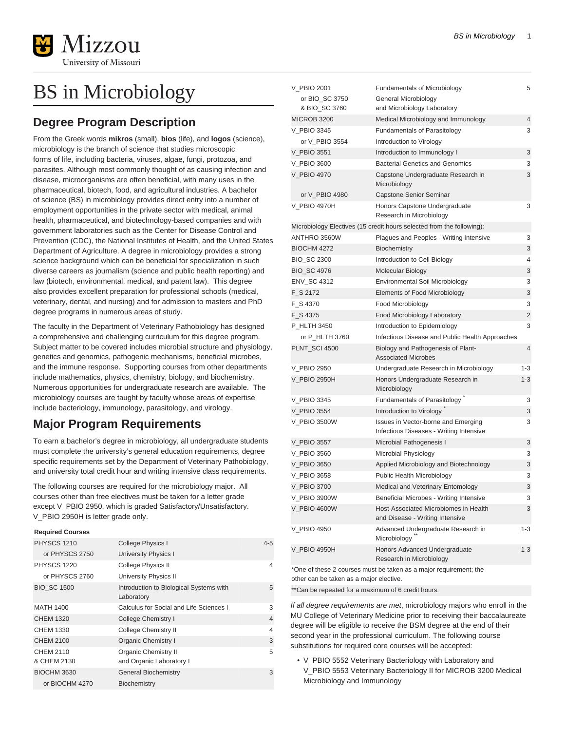# BS in Microbiology

## Degree Program Description

From the Greek words **mikros** (small), **bios** (life), and **logos** (science), microbiology is the branch of science that studies microscopic forms of life, including bacteria, viruses, algae, fungi, protozoa, and parasites. Although most commonly thought of as causing infection and disease, microorganisms are often beneficial, with many uses in the pharmaceutical, biotech, food, and agricultural industries. A bachelor of science (BS) in microbiology provides direct entry into a number of employment opportunities in the private sector with medical, animal health, pharmaceutical, and biotechnology-based companies and with government laboratories such as the Center for Disease Control and Prevention (CDC), the National Institutes of Health, and the United States Department of Agriculture. A degree in microbiology provides a strong science background which can be beneficial for specialization in such diverse careers as journalism (science and public health reporting) and law (biotech, environmental, medical, and patent law). This degree also provides excellent preparation for professional schools (medical, veterinary, dental, and nursing) and for admission to masters and PhD degree programs in numerous areas of study.

The faculty in the Department of Veterinary Pathobiology has designed a comprehensive and challenging curriculum for this degree program. Subject matter to be covered includes microbial structure and physiology, genetics and genomics, pathogenic mechanisms, beneficial microbes, and the immune response. Supporting courses from other departments include mathematics, physics, chemistry, biology, and biochemistry. Numerous opportunities for undergraduate research are available. The microbiology courses are taught by faculty whose areas of expertise include bacteriology, immunology, parasitology, and virology.

## Major Program Requirements

To earn a bachelor's degree in microbiology, all undergraduate students must complete the university's general education requirements, degree specific requirements set by the Department of Veterinary Pathobiology, and university total credit hour and writing intensive class requirements.

The following courses are required for the microbiology major. All courses other than free electives must be taken for a letter grade except V_PBIO 2950, which is graded Satisfactory/Unsatisfactory. V_PBIO 2950H is letter grade only.

**Required Courses**

| | | |
|---|---|---|
| PHYSCS 1210 | College Physics I | 4-5 |
| or PHYSCS 2750 | University Physics I | |
| PHYSCS 1220 | College Physics II | 4 |
| or PHYSCS 2760 | University Physics II | |
| BIO_SC 1500 | Introduction to Biological Systems with Laboratory | 5 |
| MATH 1400 | Calculus for Social and Life Sciences I | 3 |
| CHEM 1320 | College Chemistry I | 4 |
| CHEM 1330 | College Chemistry II | 4 |
| CHEM 2100 | Organic Chemistry I | 3 |
| CHEM 2110 & CHEM 2130 | Organic Chemistry II and Organic Laboratory I | 5 |
| BIOCHM 3630 | General Biochemistry | 3 |
| or BIOCHM 4270 | Biochemistry | |
| V_PBIO 2001 | Fundamentals of Microbiology | 5 |
| or BIO_SC 3750 & BIO_SC 3760 | General Microbiology and Microbiology Laboratory | |
| MICROB 3200 | Medical Microbiology and Immunology | 4 |
| V_PBIO 3345 | Fundamentals of Parasitology | 3 |
| or V_PBIO 3554 | Introduction to Virology | |
| V_PBIO 3551 | Introduction to Immunology I | 3 |
| V_PBIO 3600 | Bacterial Genetics and Genomics | 3 |
| V_PBIO 4970 | Capstone Undergraduate Research in Microbiology | 3 |
| or V_PBIO 4980 | Capstone Senior Seminar | |
| V_PBIO 4970H | Honors Capstone Undergraduate Research in Microbiology | 3 |
| Microbiology Electives (15 credit hours selected from the following): | | |
| ANTHRO 3560W | Plagues and Peoples - Writing Intensive | 3 |
| BIOCHM 4272 | Biochemistry | 3 |
| BIO_SC 2300 | Introduction to Cell Biology | 4 |
| BIO_SC 4976 | Molecular Biology | 3 |
| ENV_SC 4312 | Environmental Soil Microbiology | 3 |
| F_S 2172 | Elements of Food Microbiology | 3 |
| F_S 4370 | Food Microbiology | 3 |
| F_S 4375 | Food Microbiology Laboratory | 2 |
| P_HLTH 3450 | Introduction to Epidemiology | 3 |
| or P_HLTH 3760 | Infectious Disease and Public Health Approaches | |
| PLNT_SCI 4500 | Biology and Pathogenesis of Plant-Associated Microbes | 4 |
| V_PBIO 2950 | Undergraduate Research in Microbiology | 1-3 |
| V_PBIO 2950H | Honors Undergraduate Research in Microbiology | 1-3 |
| V_PBIO 3345 | Fundamentals of Parasitology * | 3 |
| V_PBIO 3554 | Introduction to Virology * | 3 |
| V_PBIO 3500W | Issues in Vector-borne and Emerging Infectious Diseases - Writing Intensive | 3 |
| V_PBIO 3557 | Microbial Pathogenesis I | 3 |
| V_PBIO 3560 | Microbial Physiology | 3 |
| V_PBIO 3650 | Applied Microbiology and Biotechnology | 3 |
| V_PBIO 3658 | Public Health Microbiology | 3 |
| V_PBIO 3700 | Medical and Veterinary Entomology | 3 |
| V_PBIO 3900W | Beneficial Microbes - Writing Intensive | 3 |
| V_PBIO 4600W | Host-Associated Microbiomes in Health and Disease - Writing Intensive | 3 |
| V_PBIO 4950 | Advanced Undergraduate Research in Microbiology ** | 1-3 |
| V_PBIO 4950H | Honors Advanced Undergraduate Research in Microbiology | 1-3 |

*One of these 2 courses must be taken as a major requirement; the other can be taken as a major elective.

**Can be repeated for a maximum of 6 credit hours.

*If all degree requirements are met*, microbiology majors who enroll in the MU College of Veterinary Medicine prior to receiving their baccalaureate degree will be eligible to receive the BSM degree at the end of their second year in the professional curriculum. The following course substitutions for required core courses will be accepted:

- V_PBIO 5552 Veterinary Bacteriology with Laboratory and V_PBIO 5553 Veterinary Bacteriology II for MICROB 3200 Medical Microbiology and Immunology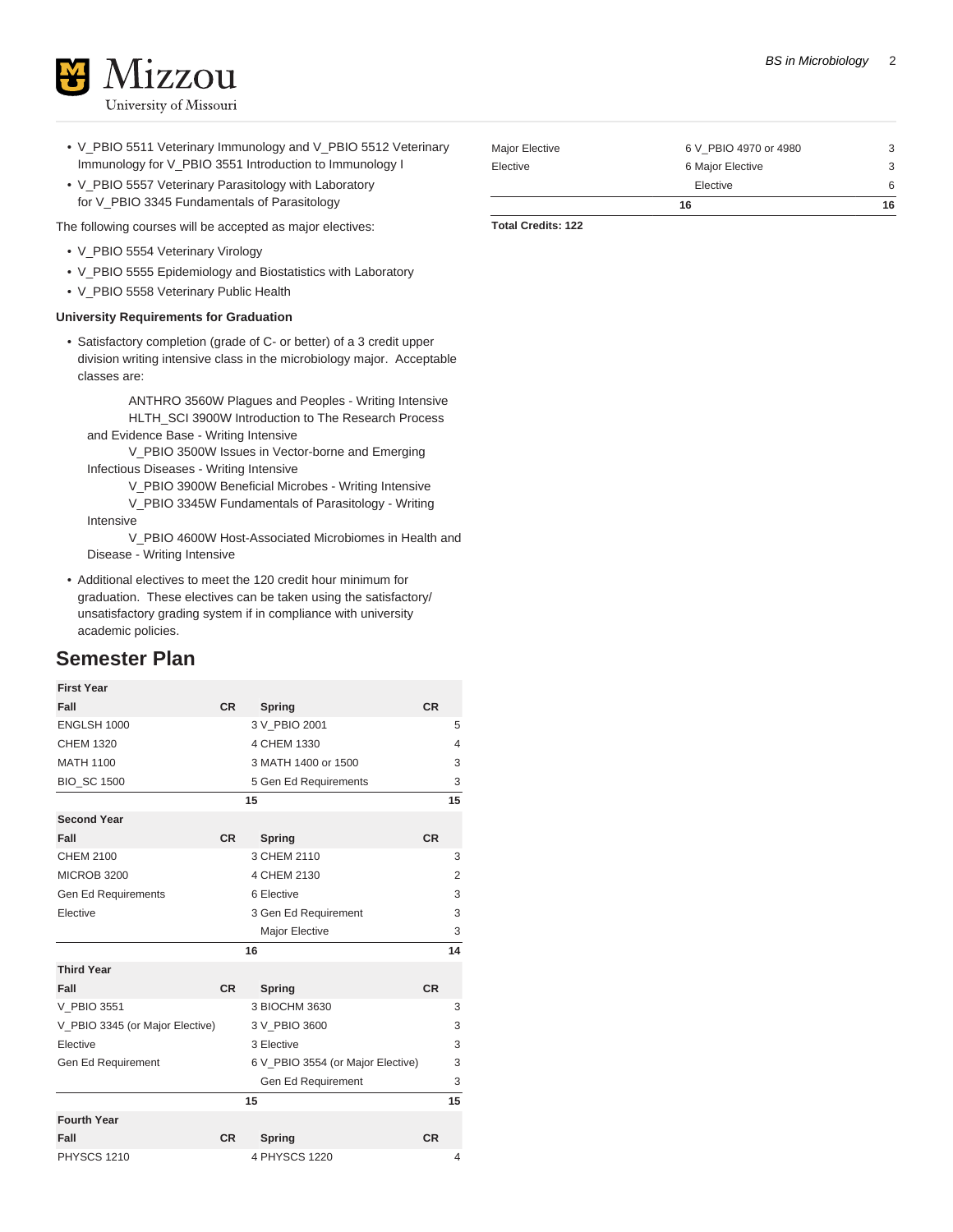- V_PBIO 5511 Veterinary Immunology and V_PBIO 5512 Veterinary Immunology for V_PBIO 3551 Introduction to Immunology I
- V_PBIO 5557 Veterinary Parasitology with Laboratory for V_PBIO 3345 Fundamentals of Parasitology

The following courses will be accepted as major electives:

- V_PBIO 5554 Veterinary Virology
- V_PBIO 5555 Epidemiology and Biostatistics with Laboratory
- V_PBIO 5558 Veterinary Public Health

**University Requirements for Graduation**

- Satisfactory completion (grade of C- or better) of a 3 credit upper division writing intensive class in the microbiology major. Acceptable classes are:

  ANTHRO 3560W Plagues and Peoples - Writing Intensive
  HLTH_SCI 3900W Introduction to The Research Process and Evidence Base - Writing Intensive
  V_PBIO 3500W Issues in Vector-borne and Emerging Infectious Diseases - Writing Intensive
  V_PBIO 3900W Beneficial Microbes - Writing Intensive
  V_PBIO 3345W Fundamentals of Parasitology - Writing Intensive
  V_PBIO 4600W Host-Associated Microbiomes in Health and Disease - Writing Intensive

- Additional electives to meet the 120 credit hour minimum for graduation. These electives can be taken using the satisfactory/unsatisfactory grading system if in compliance with university academic policies.

## Semester Plan

| | | | |
|---|---|---|---|
| **First Year** | | | |
| **Fall** | **CR** | **Spring** | **CR** |
| ENGLSH 1000 | 3 | V_PBIO 2001 | 5 |
| CHEM 1320 | 4 | CHEM 1330 | 4 |
| MATH 1100 | 3 | MATH 1400 or 1500 | 3 |
| BIO_SC 1500 | 5 | Gen Ed Requirements | 3 |
| | **15** | | **15** |
| **Second Year** | | | |
| **Fall** | **CR** | **Spring** | **CR** |
| CHEM 2100 | 3 | CHEM 2110 | 3 |
| MICROB 3200 | 4 | CHEM 2130 | 2 |
| Gen Ed Requirements | 6 | Elective | 3 |
| Elective | 3 | Gen Ed Requirement | 3 |
| | | Major Elective | 3 |
| | **16** | | **14** |
| **Third Year** | | | |
| **Fall** | **CR** | **Spring** | **CR** |
| V_PBIO 3551 | 3 | BIOCHM 3630 | 3 |
| V_PBIO 3345 (or Major Elective) | 3 | V_PBIO 3600 | 3 |
| Elective | 3 | Elective | 3 |
| Gen Ed Requirement | 6 | V_PBIO 3554 (or Major Elective) | 3 |
| | | Gen Ed Requirement | 3 |
| | **15** | | **15** |
| **Fourth Year** | | | |
| **Fall** | **CR** | **Spring** | **CR** |
| PHYSCS 1210 | 4 | PHYSCS 1220 | 4 |
| Major Elective | 6 | V_PBIO 4970 or 4980 | 3 |
| Elective | 6 | Major Elective | 3 |
| | | Elective | 6 |
| | **16** | | **16** |

**Total Credits: 122**